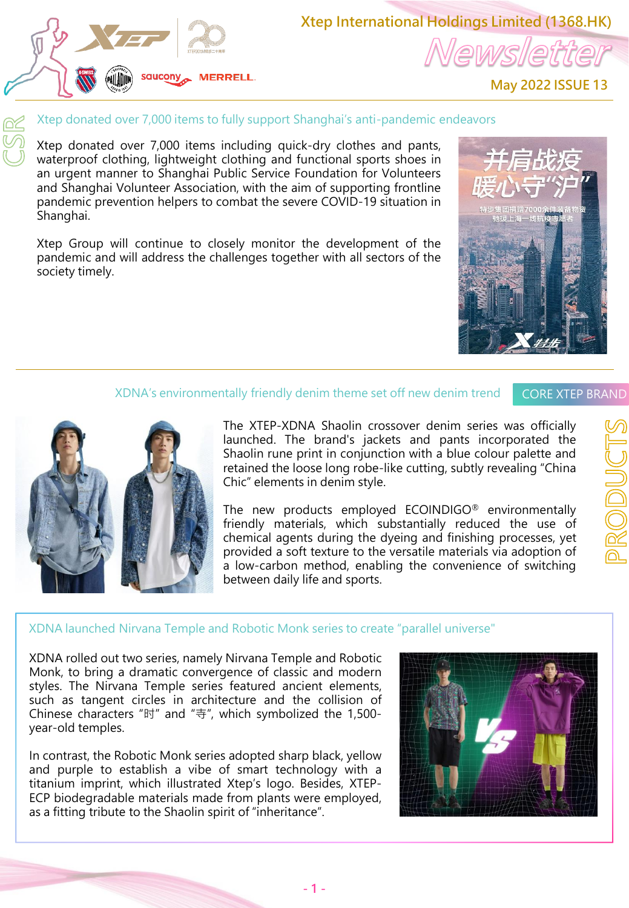# Xtep International Holdings Limited (1368.HK)

## Newsletter

May 2022 ISSUE 13

## CSR

### Xtep donated over 7,000 items to fully support Shanghai's anti-pandemic endeavors

Xtep donated over 7,000 items including quick-dry clothes and pants, waterproof clothing, lightweight clothing and functional sports shoes in an urgent manner to Shanghai Public Service Foundation for Volunteers and Shanghai Volunteer Association, with the aim of supporting frontline pandemic prevention helpers to combat the severe COVID-19 situation in Shanghai.

Xtep Group will continue to closely monitor the development of the pandemic and will address the challenges together with all sectors of the society timely.

## PRODUCTS

CORE XTEP BRAND

### XDNA's environmentally friendly denim theme set off new denim trend

The XTEP-XDNA Shaolin crossover denim series was officially launched. The brand's jackets and pants incorporated the Shaolin rune print in conjunction with a blue colour palette and retained the loose long robe-like cutting, subtly revealing "China Chic" elements in denim style.

The new products employed ECOINDIGO® environmentally friendly materials, which substantially reduced the use of chemical agents during the dyeing and finishing processes, yet provided a soft texture to the versatile materials via adoption of a low-carbon method, enabling the convenience of switching between daily life and sports.

### XDNA launched Nirvana Temple and Robotic Monk series to create "parallel universe"

XDNA rolled out two series, namely Nirvana Temple and Robotic Monk, to bring a dramatic convergence of classic and modern styles. The Nirvana Temple series featured ancient elements, such as tangent circles in architecture and the collision of Chinese characters "时" and "寺", which symbolized the 1,500-year-old temples.

In contrast, the Robotic Monk series adopted sharp black, yellow and purple to establish a vibe of smart technology with a titanium imprint, which illustrated Xtep's logo. Besides, XTEP-ECP biodegradable materials made from plants were employed, as a fitting tribute to the Shaolin spirit of "inheritance".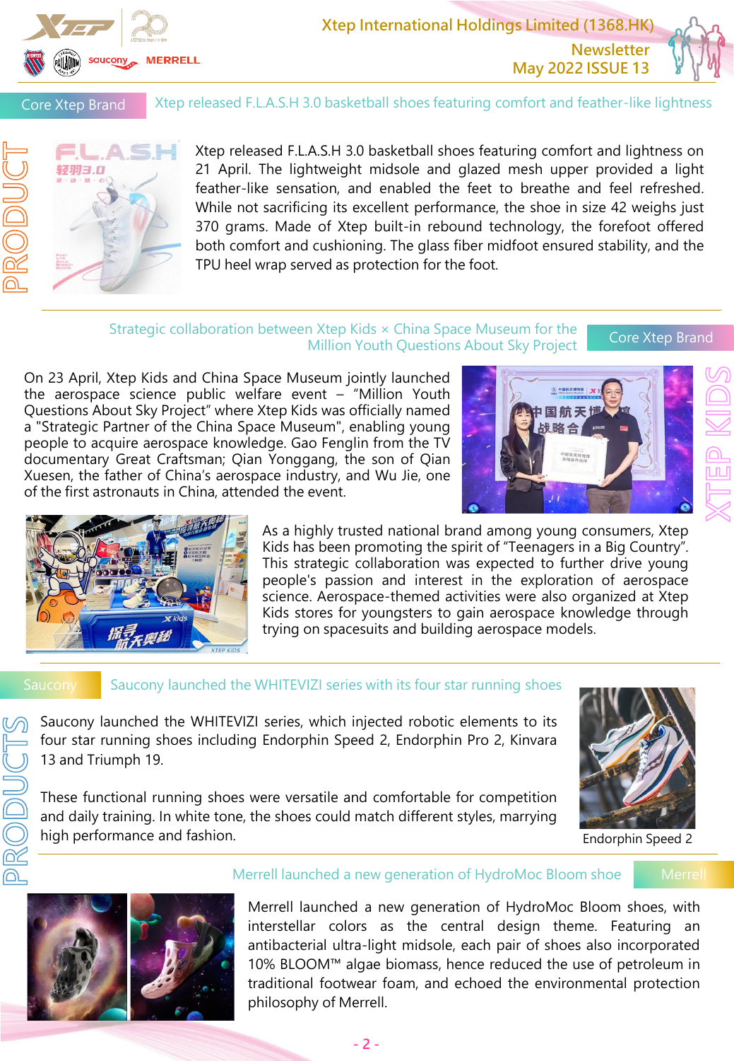## Core Xtep Brand — Xtep released F.L.A.S.H 3.0 basketball shoes featuring comfort and feather-like lightness

PRODUCT

Xtep released F.L.A.S.H 3.0 basketball shoes featuring comfort and lightness on 21 April. The lightweight midsole and glazed mesh upper provided a light feather-like sensation, and enabled the feet to breathe and feel refreshed. While not sacrificing its excellent performance, the shoe in size 42 weighs just 370 grams. Made of Xtep built-in rebound technology, the forefoot offered both comfort and cushioning. The glass fiber midfoot ensured stability, and the TPU heel wrap served as protection for the foot.

## Strategic collaboration between Xtep Kids × China Space Museum for the Million Youth Questions About Sky Project — Core Xtep Brand

XTEP KIDS

On 23 April, Xtep Kids and China Space Museum jointly launched the aerospace science public welfare event – "Million Youth Questions About Sky Project" where Xtep Kids was officially named a "Strategic Partner of the China Space Museum", enabling young people to acquire aerospace knowledge. Gao Fenglin from the TV documentary Great Craftsman; Qian Yonggang, the son of Qian Xuesen, the father of China's aerospace industry, and Wu Jie, one of the first astronauts in China, attended the event.

As a highly trusted national brand among young consumers, Xtep Kids has been promoting the spirit of "Teenagers in a Big Country". This strategic collaboration was expected to further drive young people's passion and interest in the exploration of aerospace science. Aerospace-themed activities were also organized at Xtep Kids stores for youngsters to gain aerospace knowledge through trying on spacesuits and building aerospace models.

## Saucony — Saucony launched the WHITEVIZI series with its four star running shoes

PRODUCTS

Saucony launched the WHITEVIZI series, which injected robotic elements to its four star running shoes including Endorphin Speed 2, Endorphin Pro 2, Kinvara 13 and Triumph 19.

These functional running shoes were versatile and comfortable for competition and daily training. In white tone, the shoes could match different styles, marrying high performance and fashion.

Endorphin Speed 2

## Merrell launched a new generation of HydroMoc Bloom shoe — Merrell

Merrell launched a new generation of HydroMoc Bloom shoes, with interstellar colors as the central design theme. Featuring an antibacterial ultra-light midsole, each pair of shoes also incorporated 10% BLOOM™ algae biomass, hence reduced the use of petroleum in traditional footwear foam, and echoed the environmental protection philosophy of Merrell.